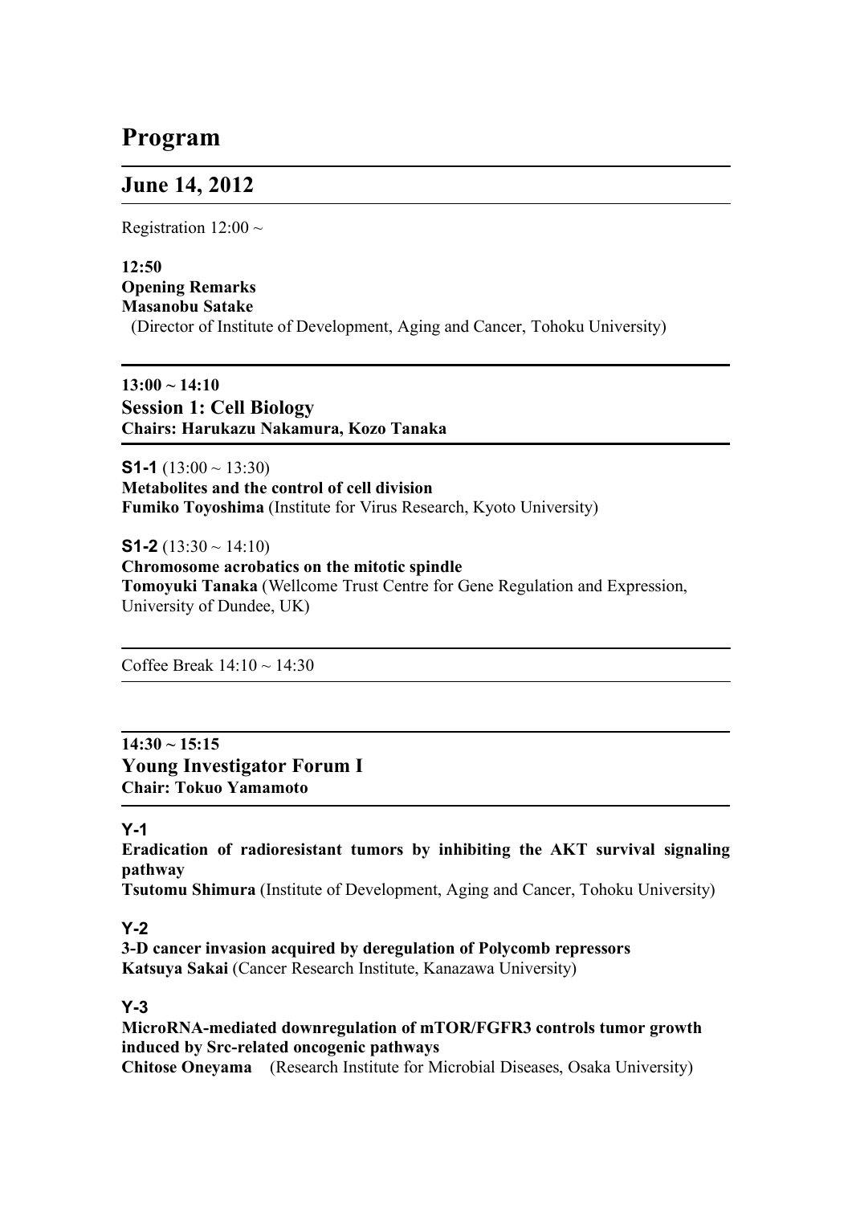# Program

## June 14, 2012

Registration 12:00 ~

**12:50**
**Opening Remarks**
**Masanobu Satake**
(Director of Institute of Development, Aging and Cancer, Tohoku University)

---

**13:00 ~ 14:10**
### Session 1: Cell Biology
**Chairs: Harukazu Nakamura, Kozo Tanaka**

---

**S1-1** (13:00 ~ 13:30)
**Metabolites and the control of cell division**
**Fumiko Toyoshima** (Institute for Virus Research, Kyoto University)

**S1-2** (13:30 ~ 14:10)
**Chromosome acrobatics on the mitotic spindle**
**Tomoyuki Tanaka** (Wellcome Trust Centre for Gene Regulation and Expression, University of Dundee, UK)

---

Coffee Break 14:10 ~ 14:30

---

**14:30 ~ 15:15**
### Young Investigator Forum I
**Chair: Tokuo Yamamoto**

---

**Y-1**
**Eradication of radioresistant tumors by inhibiting the AKT survival signaling pathway**
**Tsutomu Shimura** (Institute of Development, Aging and Cancer, Tohoku University)

**Y-2**
**3-D cancer invasion acquired by deregulation of Polycomb repressors**
**Katsuya Sakai** (Cancer Research Institute, Kanazawa University)

**Y-3**
**MicroRNA-mediated downregulation of mTOR/FGFR3 controls tumor growth induced by Src-related oncogenic pathways**
**Chitose Oneyama** (Research Institute for Microbial Diseases, Osaka University)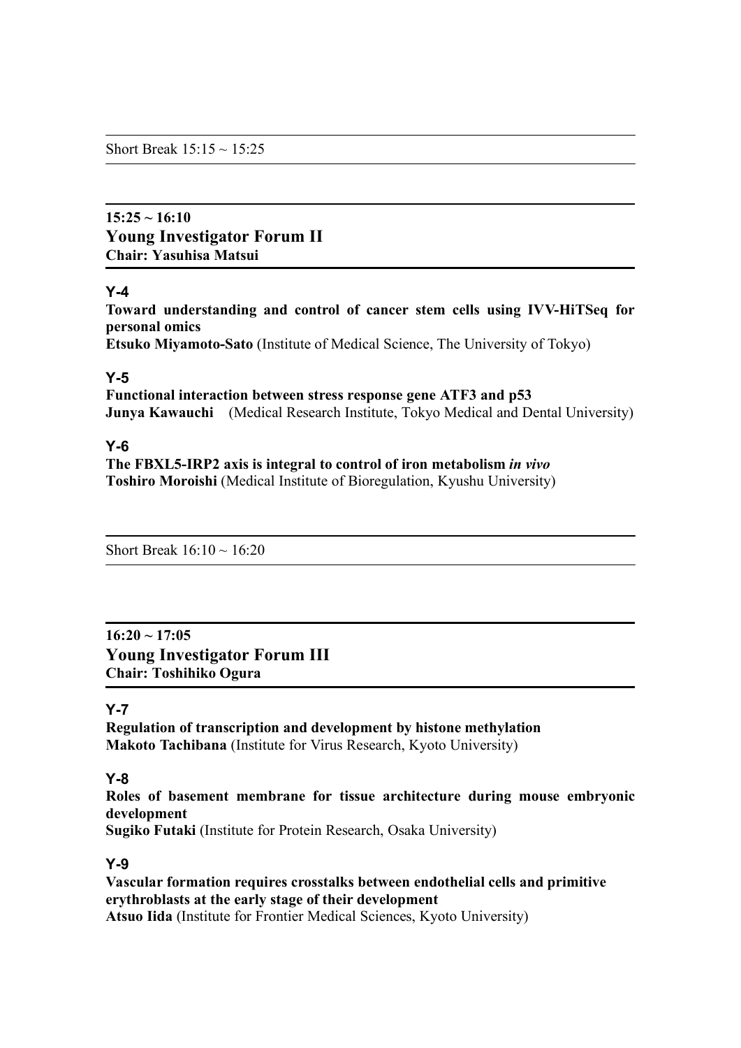Short Break 15:15 ~ 15:25

---

## 15:25 ~ 16:10
## Young Investigator Forum II
**Chair: Yasuhisa Matsui**

### Y-4

**Toward understanding and control of cancer stem cells using IVV-HiTSeq for personal omics**
**Etsuko Miyamoto-Sato** (Institute of Medical Science, The University of Tokyo)

### Y-5

**Functional interaction between stress response gene ATF3 and p53**
**Junya Kawauchi** (Medical Research Institute, Tokyo Medical and Dental University)

### Y-6

**The FBXL5-IRP2 axis is integral to control of iron metabolism *in vivo***
**Toshiro Moroishi** (Medical Institute of Bioregulation, Kyushu University)

---

Short Break 16:10 ~ 16:20

---

## 16:20 ~ 17:05
## Young Investigator Forum III
**Chair: Toshihiko Ogura**

### Y-7

**Regulation of transcription and development by histone methylation**
**Makoto Tachibana** (Institute for Virus Research, Kyoto University)

### Y-8

**Roles of basement membrane for tissue architecture during mouse embryonic development**
**Sugiko Futaki** (Institute for Protein Research, Osaka University)

### Y-9

**Vascular formation requires crosstalks between endothelial cells and primitive erythroblasts at the early stage of their development**
**Atsuo Iida** (Institute for Frontier Medical Sciences, Kyoto University)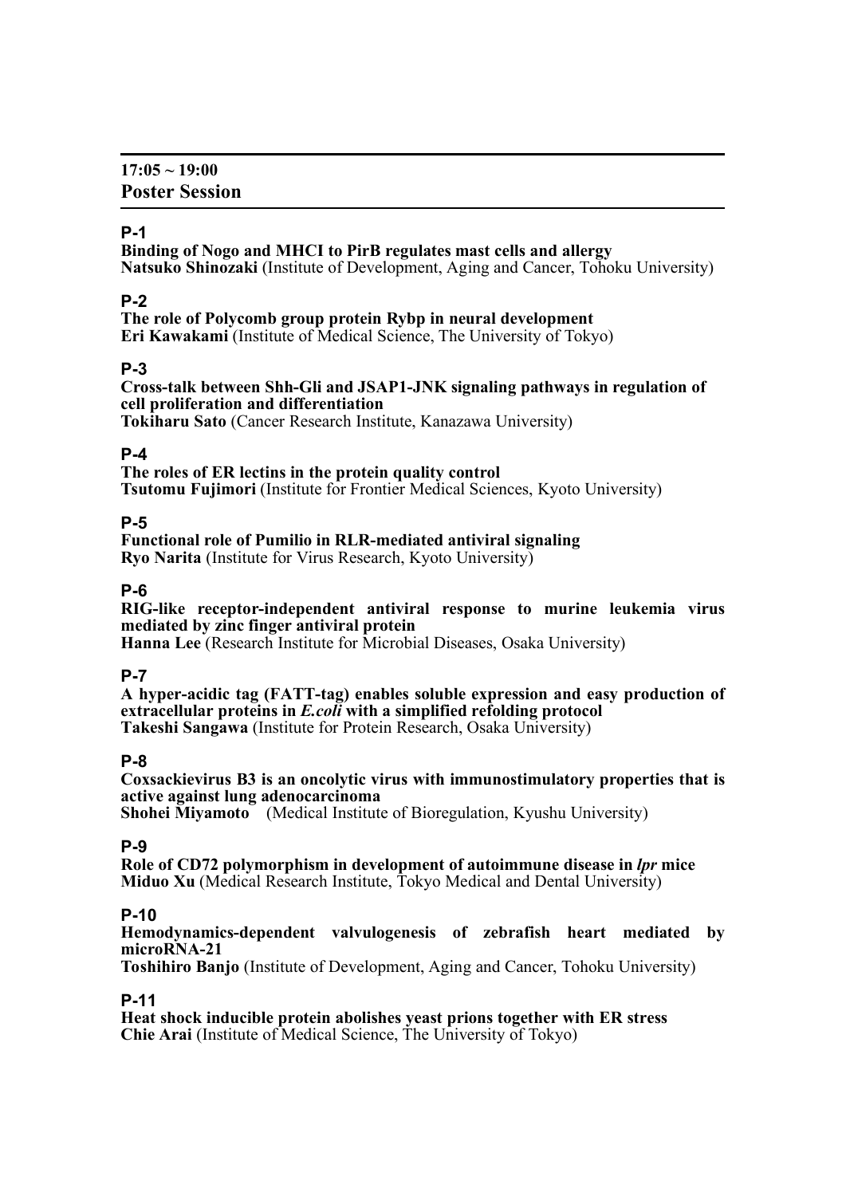**17:05 ~ 19:00**

## Poster Session

### P-1

**Binding of Nogo and MHCI to PirB regulates mast cells and allergy**
**Natsuko Shinozaki** (Institute of Development, Aging and Cancer, Tohoku University)

### P-2

**The role of Polycomb group protein Rybp in neural development**
**Eri Kawakami** (Institute of Medical Science, The University of Tokyo)

### P-3

**Cross-talk between Shh-Gli and JSAP1-JNK signaling pathways in regulation of cell proliferation and differentiation**
**Tokiharu Sato** (Cancer Research Institute, Kanazawa University)

### P-4

**The roles of ER lectins in the protein quality control**
**Tsutomu Fujimori** (Institute for Frontier Medical Sciences, Kyoto University)

### P-5

**Functional role of Pumilio in RLR-mediated antiviral signaling**
**Ryo Narita** (Institute for Virus Research, Kyoto University)

### P-6

**RIG-like receptor-independent antiviral response to murine leukemia virus mediated by zinc finger antiviral protein**
**Hanna Lee** (Research Institute for Microbial Diseases, Osaka University)

### P-7

**A hyper-acidic tag (FATT-tag) enables soluble expression and easy production of extracellular proteins in *E.coli* with a simplified refolding protocol**
**Takeshi Sangawa** (Institute for Protein Research, Osaka University)

### P-8

**Coxsackievirus B3 is an oncolytic virus with immunostimulatory properties that is active against lung adenocarcinoma**
**Shohei Miyamoto** (Medical Institute of Bioregulation, Kyushu University)

### P-9

**Role of CD72 polymorphism in development of autoimmune disease in *lpr* mice**
**Miduo Xu** (Medical Research Institute, Tokyo Medical and Dental University)

### P-10

**Hemodynamics-dependent valvulogenesis of zebrafish heart mediated by microRNA-21**
**Toshihiro Banjo** (Institute of Development, Aging and Cancer, Tohoku University)

### P-11

**Heat shock inducible protein abolishes yeast prions together with ER stress**
**Chie Arai** (Institute of Medical Science, The University of Tokyo)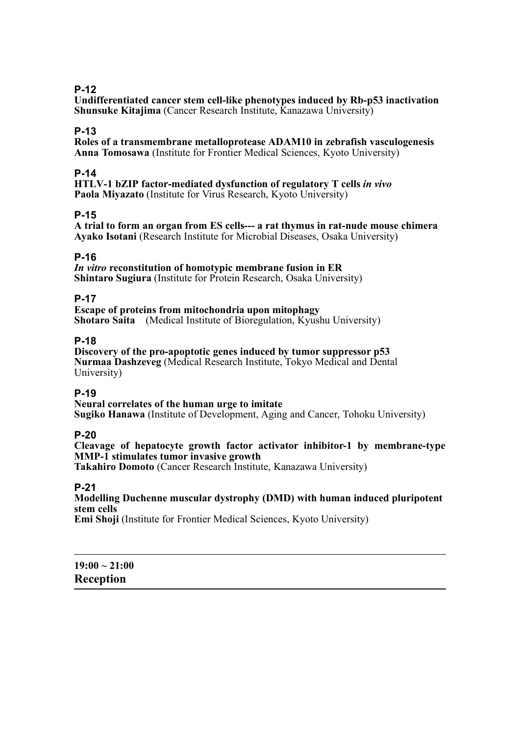### P-12

**Undifferentiated cancer stem cell-like phenotypes induced by Rb-p53 inactivation**
**Shunsuke Kitajima** (Cancer Research Institute, Kanazawa University)

### P-13

**Roles of a transmembrane metalloprotease ADAM10 in zebrafish vasculogenesis**
**Anna Tomosawa** (Institute for Frontier Medical Sciences, Kyoto University)

### P-14

**HTLV-1 bZIP factor-mediated dysfunction of regulatory T cells *in vivo***
**Paola Miyazato** (Institute for Virus Research, Kyoto University)

### P-15

**A trial to form an organ from ES cells--- a rat thymus in rat-nude mouse chimera**
**Ayako Isotani** (Research Institute for Microbial Diseases, Osaka University)

### P-16

***In vitro* reconstitution of homotypic membrane fusion in ER**
**Shintaro Sugiura** (Institute for Protein Research, Osaka University)

### P-17

**Escape of proteins from mitochondria upon mitophagy**
**Shotaro Saita** (Medical Institute of Bioregulation, Kyushu University)

### P-18

**Discovery of the pro-apoptotic genes induced by tumor suppressor p53**
**Nurmaa Dashzeveg** (Medical Research Institute, Tokyo Medical and Dental University)

### P-19

**Neural correlates of the human urge to imitate**
**Sugiko Hanawa** (Institute of Development, Aging and Cancer, Tohoku University)

### P-20

**Cleavage of hepatocyte growth factor activator inhibitor-1 by membrane-type MMP-1 stimulates tumor invasive growth**
**Takahiro Domoto** (Cancer Research Institute, Kanazawa University)

### P-21

**Modelling Duchenne muscular dystrophy (DMD) with human induced pluripotent stem cells**
**Emi Shoji** (Institute for Frontier Medical Sciences, Kyoto University)

---

**19:00 ~ 21:00**
**Reception**

---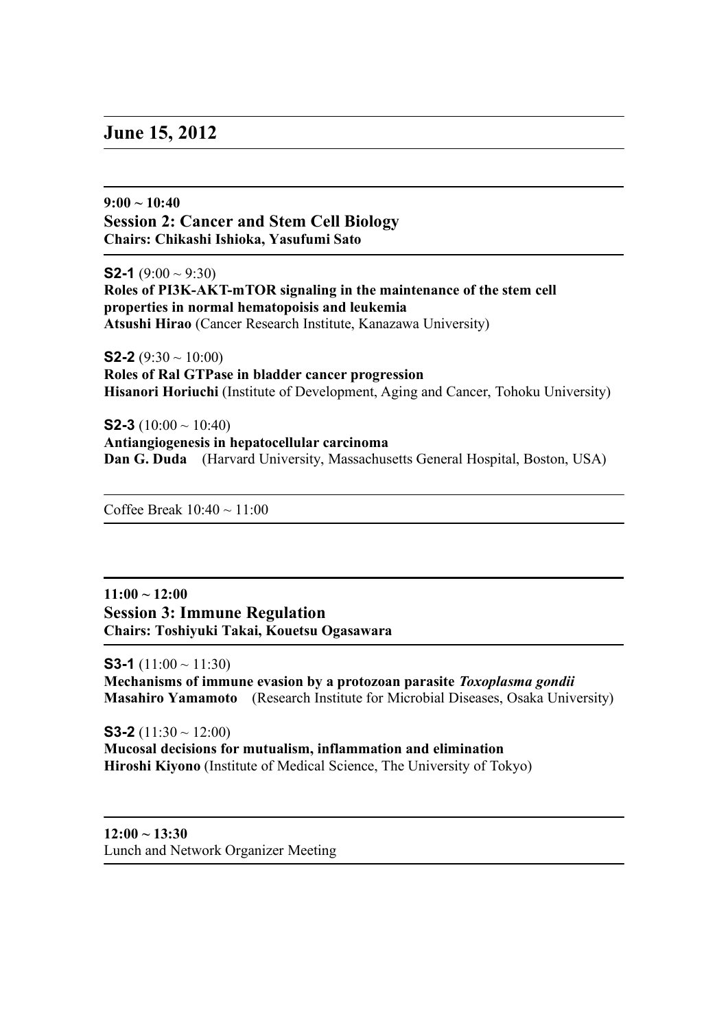## June 15, 2012

**9:00 ~ 10:40**
### Session 2: Cancer and Stem Cell Biology
**Chairs: Chikashi Ishioka, Yasufumi Sato**

**S2-1** (9:00 ~ 9:30)
**Roles of PI3K-AKT-mTOR signaling in the maintenance of the stem cell properties in normal hematopoisis and leukemia**
**Atsushi Hirao** (Cancer Research Institute, Kanazawa University)

**S2-2** (9:30 ~ 10:00)
**Roles of Ral GTPase in bladder cancer progression**
**Hisanori Horiuchi** (Institute of Development, Aging and Cancer, Tohoku University)

**S2-3** (10:00 ~ 10:40)
**Antiangiogenesis in hepatocellular carcinoma**
**Dan G. Duda** (Harvard University, Massachusetts General Hospital, Boston, USA)

Coffee Break 10:40 ~ 11:00

**11:00 ~ 12:00**
### Session 3: Immune Regulation
**Chairs: Toshiyuki Takai, Kouetsu Ogasawara**

**S3-1** (11:00 ~ 11:30)
**Mechanisms of immune evasion by a protozoan parasite *Toxoplasma gondii***
**Masahiro Yamamoto** (Research Institute for Microbial Diseases, Osaka University)

**S3-2** (11:30 ~ 12:00)
**Mucosal decisions for mutualism, inflammation and elimination**
**Hiroshi Kiyono** (Institute of Medical Science, The University of Tokyo)

**12:00 ~ 13:30**
Lunch and Network Organizer Meeting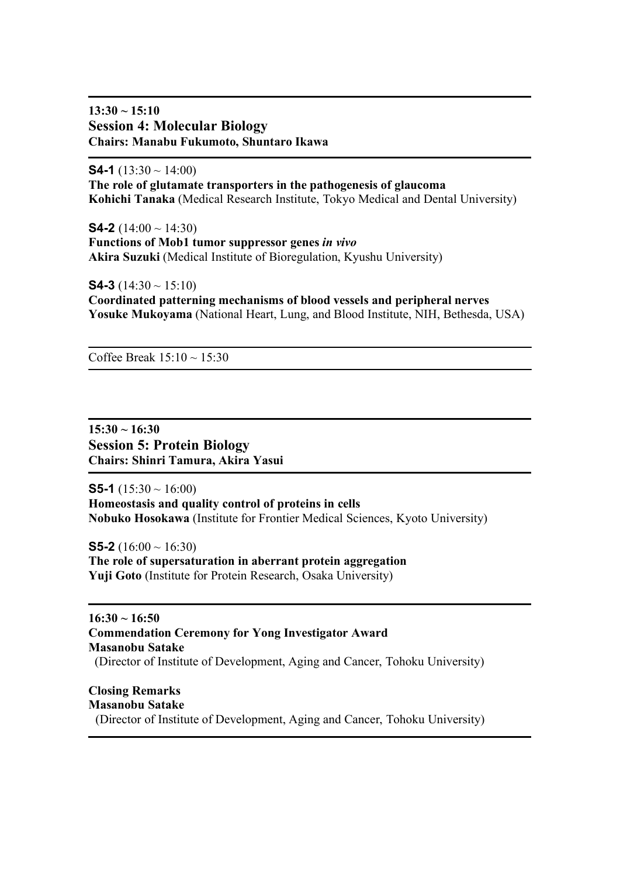**13:30 ~ 15:10**
## Session 4: Molecular Biology
**Chairs: Manabu Fukumoto, Shuntaro Ikawa**

**S4-1** (13:30 ~ 14:00)
**The role of glutamate transporters in the pathogenesis of glaucoma**
**Kohichi Tanaka** (Medical Research Institute, Tokyo Medical and Dental University)

**S4-2** (14:00 ~ 14:30)
**Functions of Mob1 tumor suppressor genes *in vivo***
**Akira Suzuki** (Medical Institute of Bioregulation, Kyushu University)

**S4-3** (14:30 ~ 15:10)
**Coordinated patterning mechanisms of blood vessels and peripheral nerves**
**Yosuke Mukoyama** (National Heart, Lung, and Blood Institute, NIH, Bethesda, USA)

---

Coffee Break 15:10 ~ 15:30

---

**15:30 ~ 16:30**
## Session 5: Protein Biology
**Chairs: Shinri Tamura, Akira Yasui**

**S5-1** (15:30 ~ 16:00)
**Homeostasis and quality control of proteins in cells**
**Nobuko Hosokawa** (Institute for Frontier Medical Sciences, Kyoto University)

**S5-2** (16:00 ~ 16:30)
**The role of supersaturation in aberrant protein aggregation**
**Yuji Goto** (Institute for Protein Research, Osaka University)

---

**16:30 ~ 16:50**
**Commendation Ceremony for Yong Investigator Award**
**Masanobu Satake**
(Director of Institute of Development, Aging and Cancer, Tohoku University)

**Closing Remarks**
**Masanobu Satake**
(Director of Institute of Development, Aging and Cancer, Tohoku University)